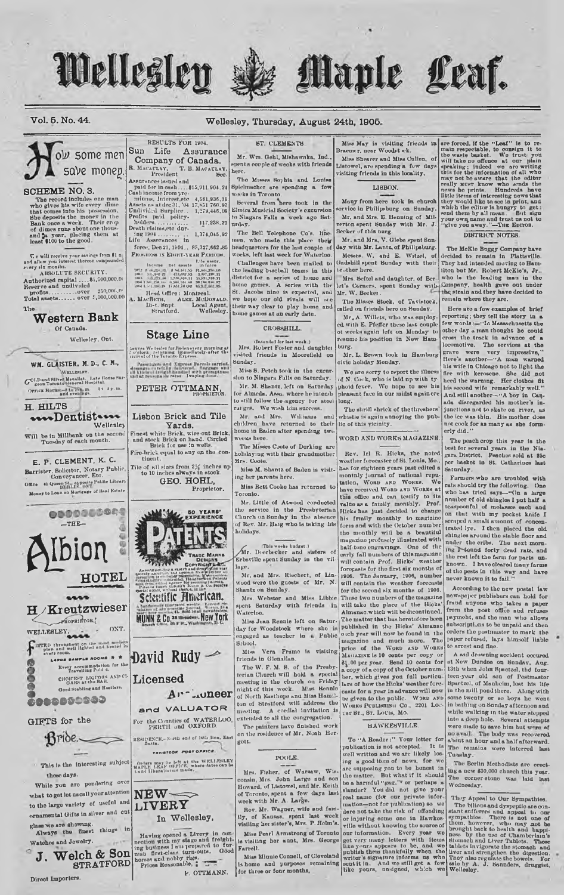# Wellesley Maple Leaf.

Vol. 5. No. 44. Wellesley, Thursday, August 24th, 1905.

## How some men save money.

**SCHEME NO. 3.**

The record includes one man who gives his wife every dime that comes into his possession. She deposits the money in the Bank once a week. Their crop of dimes runs about one thousand a year, placing them at least $100 to the good.

We will receive your savings from $1 up and allow you interest thereon compounded every six months.

ABSOLUTE SECURITY.

Authorized capital ....$1,000,000.00
Reserve and undivided profits..........over 250,000.00
Total assets......over 5,000,000.00

The

## Western Bank

Of Canada.

Wellesley, Ont.

---

**WM. GLAISTER, M. D., C. M.,**
WELLESLEY.

GOLD and Silver Medalist. Late House Surgeon Toronto General Hospital.

OFFICE HOURS—8 to 10 a. m. 1 to 3 p. m. and evenings.

---

**H. HILTS**

**Dentist**

Wellesley

Will be in Millbank on the second Tuesday of each month.

---

**E. P. CLEMENT, K. C.**

Barrister, Solicitor, Notary Public, Conveyancer, Etc.

Office 41 Queen St., opposite Public Library BERLIN, ONT.

Money to Loan on Mortgage of Real Estate

---

—THE—

## Albion HOTEL

**H. Kreutzwieser**
PROPRIETOR.

WELLESLEY. ONT.

FITTED throughout on the most modern plan and well lighted and heated in every room.

LARGE SAMPLE ROOMS

Every accommodation for the Travelling Public.

CHOICEST LIQUORS AND CIGARS at the BAR.

Good Stabling and Hostlers.

---

GIFTS for the

## Bride.

This is the interesting subject these days.

While you are pondering over what to get let us call your attention to the large variety of useful and ornamental Gifts in silver and cut glass we are showing.

Always the finest things in Watches and Jewelry.

**J. Welch & Son**
STRATFORD

Direct Importers.

---

RESULTS FOR 1904.

**Sun Life Assurance Company of Canada.**

R. MACAULAY, President. T. B. MACAULAY, Sec.

Assurances issued and paid for in cash....$15,911,904.24
Cash income from premiums, Interest, etc 4,561,936.19
Assets as at dec 31, '04 17,851,760.93
Undivided Surplus . 1,279,446.09
Profits paid policy-holders.......... 117,238.21
Death claims, etc during 1904........ 1,374,045.92
Life Assurances in force, Dec 21, 1904.. 85,327,662.85

PROGRESS IN EIGHT-YEAR PERIODS.

| | Income | net assets | Life assur. in force |
|---|---|---|---|
| 1872 | $ 48,210.93 | $ 96,461.95 | $1,064,350.00 |
| 1880 | 141,402.81 | 473,632.93 | 3,897,139.11 |
| 1888 | 525,273.58 | 1,536,816.21 | 11,931,316.21 |
| 1896 | 1,886,258.00 | 6,388,144.66 | 38,196,890.92 |
| 1904 | 4,561,936.19 | 17,851,760.93 | 85,327,662.85 |

Head Office: Montreal.

A. MACBETH, Dist. Supt. Stratford. ALEX. McDONALD, Local Agent, Wellesley.

---

## Stage Line

Leaves Wellesley for Badenevery morning at 7 o'clock returning immediately after the arrival of the Toronto Express.

Passengers and Express Parcels carried, messages carefully delivered. Baggage and all kinds of freight handled with promptness and at reasonable rates. Draying done.

**PETER OTTMANN,**
PROPRIETOR.

---

**Lisbon Brick and Tile Yards.**

Finest white Brick, wire-cut Brick, and stock Brick on hand. Circled Brick for use in wells.

Fire-brick equal to any on the continent.

Tile of all sizes from 2¼ inches up to 10 inches always in stock.

**GEO. HOHL,**
Proprietor.

---

50 YEARS' EXPERIENCE

**PATENTS**

TRADE MARKS DESIGNS COPYRIGHTS &c.

Anyone sending a sketch and description may quickly ascertain our opinion free whether an invention is probably patentable. Communications strictly confidential. Handbook on Patents sent free. Oldest agency for securing patents. Patents taken through Munn & Co. receive special notice, without charge, in the

**Scientific American.**

A handsomely illustrated weekly. Largest circulation of any scientific journal. Terms, $3 a year; four months, $1. Sold by all newsdealers.

**MUNN & Co.** 361 Broadway, **New York**
Branch Office, 625 F St., Washington, D. C.

---

## David Rudy

**Licensed Auctioneer and VALUATOR**

For the Counties of WATERLOO, PERTH and OXFORD.

RESIDENCE,—North end of 15th line, East Zorra.

TAVISTOCK POST OFFICE.

Orders may be left at the WELLESLEY MAPLE LEAF OFFICE, where dates can be fixed and liberal terms made.

---

## NEW LIVERY

In Wellesley,

Having opened a Livery in connection with my stage and freighting business I am prepared to furnish first-class turn-outs. Good horses and nobby rigs.

Prices Reasonable.

P. OTTMANN.

---

### ST. CLEMENTS

Mr. Wm. Gehl, Mishawaka, Ind., spent a couple of weeks with friends here.

The Misses Sophia and Louisa Spielmacher are spending a few weeks in Toronto.

Several from here took in the Elmira Musical Society's excursion to Niagara Falls a week ago Saturday.

The Bell Telephone Co's. linemen, who made this place their headquarters for the last couple of weeks, left last week for Waterloo.

Challenges have been mailed to the leading baseball teams in this district for a series of home and home games. A series with the St. Jacobs nine is expected, and we hope our old rivals will see their way clear to play home and home games at an early date.

### CROSSHILL.

(Intended for last week.)

Mrs. Robert Foster and daughter visited friends in Moorefield on Sunday.

Miss S. Petch took in the excursion to Niagara Falls on Saturday.

Mr. M. Shantz, left on Saturday for Almeda, Assa. where he intends to still follow the agency for steel ranges. We wish him success.

Mr. and Mrs. Williams and children have returned to their home in Baden after spending two weeks here.

The Misses Coote of Dorking are holidaying with their grandmother Mrs. Coote.

Miss M. Shantz of Baden is visiting her parents here.

Miss Bett Cooke has returned to Toronto.

Mr. Little of Atwood conducted the service in the Presbyterian Church on Sunday in the absence of Rev. Mr. Haig who is taking his holidays.

(This weeks budget.)

Mr. Doerbecker and sisters of Erbsville spent Sunday in the village.

Mr. and Mrs. Riechert, of Linwood were the guests of Mr. N. Shantz on Sunday.

Mrs. Webster and Miss Libbie spent Saturday with friends in Waterloo.

Miss Jean Rennie left on Saturday for Woodstock where she is engaged as teacher in a Public School.

Miss Vera Frame is visiting friends in Glenallan.

The W. F. M. S. of the Presbyterian Church will hold a special meeting in the church on Friday night of this week. Miss Rennie of North Easthope and Miss Hamilton of Stratford will address the meeting. A cordial invitation is extended to all the congregation.

The painters have finished work on the residence of Mr. Noah Hergott.

### POOLE.

Mrs. Fisher, of Warsaw, Wisconsin, Mrs. John Large and son Howard, of Listowel, and Mr. Keith of Toronto, spent a few days last week with Mr. A. Large.

Rev. Mr. Wagner, wife and family, of Kansas, spent last week visiting her sister's, Mrs. P. Helm's.

Miss Pearl Armstrong of Toronto is visiting her aunt, Mrs. George Farrell.

Miss Minnie Connell, of Cleveland is home and purposes remaining for three or four months.

---

Miss May is visiting friends in Braemar, near Woodstock.

Miss Shearer and Miss Cullen, of Listowel, are spending a few days visiting friends in this locality.

### LISBON.

Many from here took in church service in Philipsburg on Sunday.

Mr. and Mrs. E. Henning of Milverton spent Sunday with Mr. J. Becker of this burg.

Mr. and Mrs. V. Glebe spent Sunday with Mr. Lantz, of Philipsburg.

Messrs. W. and E. Witzel, of Gadshill spent Sunday with their brother here.

Mrs. Seftel and daughter, of Berlet's Corners, spent Sunday with Mr. W. Becker.

The Misses Stock, of Tavistock, called on friends here on Sunday.

Mr. A. Willets, who was employed with E. Pfeffer these last couple of weeks again left on Monday to resume his position in New Hamburg.

Mr. L. Brown took in Hamburg civic holiday Monday.

We are sorry to report the illness of N. Cook, who is laid up with typhoid fever. We hope to see his pleasant face in our midst again ere long.

The shrill shriek of the threshers' whistle is again annoying the public of this vicinity.

### WORD AND WORKS MAGAZINE.

Rev. Irl R. Hicks, the noted weather forecaster of St. Louis, Mo., has for eighteen years past edited a monthly journal of national reputation, WORD AND WORKS. We have received WORD AND WORKS at this office and can testify to its value as a family monthly. Prof. Hicks has just decided to change his family monthly to magazine form and with the October number the monthly will be a beautiful magazine profusely illustrated with half-tone engravings. One of the early fall numbers of this magazine will contain Prof. Hicks' weather forecasts for the first six months of 1906. The January, 1906, number will contain the weather forecasts for the second six months of 1906. These two numbers of the magazine will take the place of the Hicks' Almanac which will be discontinued. The matter that has heretofore been published in the Hicks' Almanac each year will now be found in the magazine and much more. The price of the WORD AND WORKS MAGAZINE is 10 cents per copy or $1.00 per year. Send 10 cents for a copy of a copy of the October number, which gives you full particulars of how the Hicks' weather forecasts for a year in advance will now be given to the public. WORD AND WORKS PUBLISHING CO., 2201 Locust St., St. Louis, Mo.

### HAWKESVILLE.

To "A Reader:" Your letter for publication is not accepted. It is well written and we are likely losing a good item of news, for we are supposing you to be honest in the matter. But what if it should be a harmful "gag," or perhaps a slander? You did not give your real name (for our private information—not for publication) so we dare not take the risk of offending or injuring some one in Hawkesville without knowing the source of our information. Every year we got very many letters with items like yours appears to be, and we publish them thankfully when the writer's signature informs us who sent it in. And we still get a few like yours, unsigned, which we are forced, if the "Leaf" is to remain respectable, to consign it to the waste basket. We trust you will take no offence at our plain speaking; indeed we are writing this for the information of all who may not be aware that the editor really must know who sends the news he prints. Hundreds have little items of interesting news that they would like to see in print, and which the editor is hungry to get; send them by all means. But sign your own name and trust us not to "give you away."—THE EDITOR.

### DISTRICT NOTES.

The McKie Buggy Company have decided to remain in Plattsville. They had intended moving to Hamilton but Mr. Robert McKie's, Jr., who is the leading man in the Company, health gave out under the strain and they have decided to remain where they are.

Here are a few examples of brief reporting; they tell the story in a few words:—"In Massachusetts the other day a man thought he could cross the track in advance of a locomotive. The services at the grave were very impressive." Here's another—"A man warned his wife in Chicago not to light the fire with kerosene. She did not heed the warning. Her clothes fit his second wife remarkably well." And still another—"A boy in Canada disregarded his mother's injunctions not to skate on river, as the ice was thin. His mother does not cook for as many as she formerly did."

The peach crop this year is the best for several years in the Niagara District. Peaches sold at 25c per basket in St. Catharines last Saturday.

Farmers who are troubled with rats should try the following. One who has tried says—"On a large number of old shingles I put half a teaspoonful of molasses each and on that with my pocket knife I scraped a small amount of concentrated lye. I then placed the old shingles around the stable floor and under the cribs. The next morning I counted forty dead rats, and the rest left the farm for parts unknown. I have cleared many farms of the pests in this way and have never known it to fail."

According to the new postal law newspaper publishers can hold for fraud anyone who takes a paper from the post office and refuses payment, and the man who allows subscription to be unpaid and then orders the postmaster to mark the paper refused, lays himself liable to arrest and fine.

A sad drowning accident occured at New Dundee on Sunday, Aug. 13th when John Spaetzel, the fourteen-year old son of Postmaster Spaetzel, of Mannheim, lost his life in the mill pond there. Along with some twenty or so boys he went in bathing on Sunday afternoon and while walking in the water stepped into a deep hole. Several attempts were made to save him but were of no avail. The body was recovered about an hour and a half afterward. The remains were interred last Tuesday.

The Berlin Methodists are erecting a new $30,000 church this year. The corner-stone was laid last Wednesday.

**They Appeal to Our Sympathies.**

The bilious and dyspeptic are constant sufferers and appeal to our sympathies. There is not one of them, however, who may not be brought back to health and happiness by the use of Chamberlain's Stomach and Liver Tablets. These tablets invigorate the stomach and liver and strengthen the digestion. They also regulate the bowels. For sale by A. J. Saunders, druggist, Wellesley.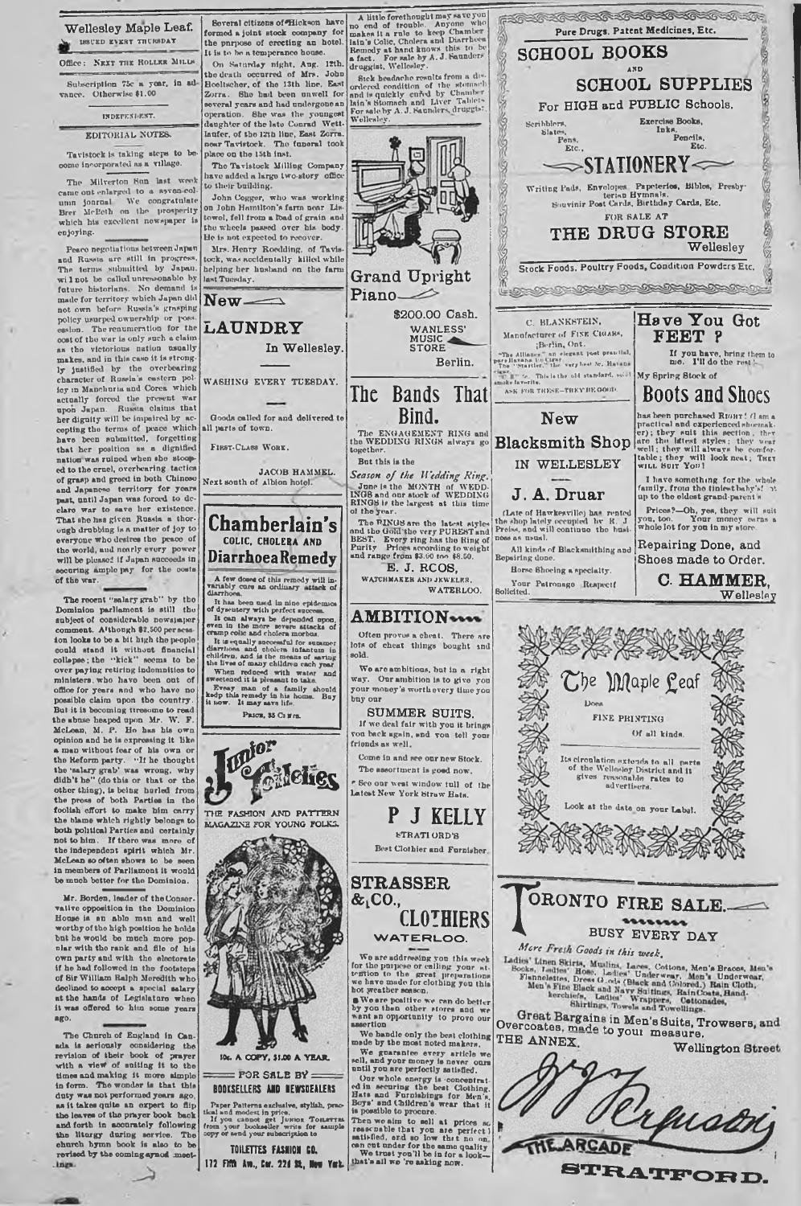# Wellesley Maple Leaf.

ISSUED EVERY THURSDAY

Office: NEXT THE ROLLER MILLS

Subscription 75c a year, in advance. Otherwise $1.00

INDEPENDENT.

## EDITORIAL NOTES.

Tavistock is taking steps to become incorporated as a village.

The Milverton Sun last week came out enlarged to a seven-column journal. We congratulate Brer McBeth on the prosperity which his excellent newspaper is enjoying.

Peace negotiations between Japan and Russia are still in progress. The terms submitted by Japan will not be called unreasonable by future historians. No demand is made for territory which Japan did not own before Russia's grasping policy usurped ownership or possession. The renumeration for the cost of the war is only such a claim as the victorious nation usually makes, and in this case it is strongly justified by the overbearing character of Russia's eastern policy in Manchuria and Corea which actually forced the present war upon Japan. Russia claims that her dignity will be impaired by accepting the terms of peace which have been submitted, forgetting that her position as a dignified nation was ruined when she stooped to the cruel, overbearing tactics of grasp and greed in both Chinese and Japanese territory for years past, until Japan was forced to declare war to save her existence. That she has given Russia a thorough drubbing is a matter of joy to everyone who desires the peace of the world, and nearly every power will be pleased if Japan succeeds in securing ample pay for the costs of the war.

The recent "salary grab" by the Dominion parliament is still the subject of considerable newspaper comment. Although $2,500 per session looks to be a bit high the people could stand it without financial collapse; the "kick" seems to be over paying retiring indemnities to ministers who have been out of office for years and who have no possible claim upon the country. But it is becoming tiresome to read the abuse heaped upon Mr. W. F. McLean, M. P. He has his own opinion and he is expressing it like a man without fear of his own or the Reform party. "If he thought the 'salary grab' was wrong, why didn't he" (do this or that or the other thing), is being hurled from the press of both Parties in the foolish effort to make him carry the blame which rightly belongs to both political Parties and certainly not to him. If there was more of the independent spirit which Mr. McLean so often shows to be seen in members of Parliament it would be much better for the Dominion.

Mr. Borden, leader of the Conservative opposition in the Dominion House is an able man and well worthy of the high position he holds but he would be much more popular with the rank and file of his own party and with the electorate if he had followed in the footsteps of Sir William Ralph Meredith who declined to accept a special salary at the hands of Legislature when it was offered to him some years ago.

The Church of England in Canada is seriously considering the revision of their book of prayer with a view of suiting it to the times and making it more simple in form. The wonder is that this duty was not performed years ago, as it takes quite an expert to flip the leaves of the prayer book back and forth in accurately following the liturgy during service. The church hymn book is also to be revised by the coming synod meetings.

---

Several citizens of Hickson have formed a joint stock company for the purpose of erecting an hotel. It is to be a temperance house.

On Saturday night, Aug. 12th, the death occurred of Mrs. John Boeltscher, of the 13th line, East Zorra. She had been unwell for several years and had undergone an operation. She was the youngest daughter of the late Conrad Wettlaufer, of the 12th line, East Zorra, near Tavistock. The funeral took place on the 15th inst.

The Tavistock Milling Company have added a large two-story office to their building.

John Cogger, who was working on John Hamilton's farm near Listowel, fell from a load of grain and the wheels passed over his body. He is not expected to recover.

Mrs. Henry Roedding, of Tavistock, was accidentally killed while helping her husband on the farm last Tuesday.

---

# New LAUNDRY

In Wellesley.

WASHING EVERY TUESDAY.

Goods called for and delivered to all parts of town.

FIRST-CLASS WORK.

JACOB HAMMEL.
Next south of Albion hotel.

---

# Chamberlain's

COLIC, CHOLERA AND

# Diarrhoea Remedy

A few doses of this remedy will invariably cure an ordinary attack of diarrhoea.

It has been used in nine epidemics of dysentery with perfect success.

It can always be depended upon, even in the more severe attacks of cramp colic and cholera morbus.

It is equally successful for summer diarrhoea and cholera infantum in children, and is the means of saving the lives of many children each year.

When reduced with water and sweetened it is pleasant to take.

Every man of a family should keep this remedy in his home. Buy it now. It may save life.

PRICE, 25 CENTS.

---

# Junior Toilettes

THE FASHION AND PATTERN MAGAZINE FOR YOUNG FOLKS.

10c. A COPY, $1.00 A YEAR.

FOR SALE BY

BOOKSELLERS AND NEWSDEALERS

Paper Patterns exclusive, stylish, practical and modest in price.

If you cannot get JUNIOR TOILETTES from your bookseller write for sample copy or send your subscription to

TOILETTES FASHION CO.
172 Fifth Ave., Cor. 22d St., New York.

---

A little forethought may save you no end of trouble. Anyone who makes it a rule to keep Chamberlain's Colic, Cholera and Diarrhoea Remedy at hand knows this to be a fact. For sale by A. J. Saunders druggist, Wellesley.

Sick headache results from a disordered condition of the stomach and is quickly cured by Chamberlain's Stomach and Liver Tablets. For sale by A. J. Saunders, druggist, Wellesley.

---

# Grand Upright Piano

$200.00 Cash.

WANLESS' MUSIC STORE

Berlin.

---

# The Bands That Bind.

The ENGAGEMENT RING and the WEDDING RINGS always go together.

But this is the

*Season of the Wedding Ring.*

June is the MONTH of WEDDINGS and our stock of WEDDING RINGS is the largest at this time of the year.

The RINGS are the latest styles and the Gold the very PUREST and BEST. Every ring has the Ring of Purity. Prices according to weight and range from $3.00 to $8.50.

E. J. RCOS,

WATCHMAKER AND JEWELER, WATERLOO.

---

# AMBITION

Often proves a cheat. There are lots of cheat things bought and sold.

We are ambitious, but in a right way. Our ambition is to give you your money's worth every time you buy our

## SUMMER SUITS.

If we deal fair with you it brings you back again, and you tell your friends as well.

Come in and see our new Stock.

The assortment is good now.

See our west window full of the Latest New York Straw Hats.

# P J KELLY

STRATFORD'S

Best Clothier and Furnisher.

---

# STRASSER & CO., CLOTHIERS

WATERLOO.

We are addressing you this week for the purpose of calling your attention to the great preparations we have made for clothing you this hot weather season.

We are positive we can do better by you than other stores and we want an opportunity to prove our assertion.

We handle only the best clothing made by the most noted makers.

We guarantee every article we sell, and your money is never ours until you are perfectly satisfied.

Our whole energy is concentrated in securing the best Clothing, Hats and Furnishings for Men's, Boys' and Children's wear that it is possible to procure.

Then we aim to sell at prices so reasonable that you are perfectly satisfied, and so low that no one can cut under for the same quality.

We trust you'll be in for a look—that's all we're asking now.

---

Pure Drugs, Patent Medicines, Etc.

# SCHOOL BOOKS

AND

# SCHOOL SUPPLIES

For HIGH and PUBLIC Schools.

Scribblers, Slates, Pens, Etc., Exercise Books, Inks, Pencils, Etc.

# STATIONERY

Writing Pads, Envelopes, Papeteries, Bibles, Presbyterian Hymnals, Souvenir Post Cards, Birthday Cards, Etc.

FOR SALE AT

# THE DRUG STORE

Wellesley

Stock Foods, Poultry Foods, Condition Powders Etc.

---

C. BLANKSTEIN,

Manufacturer of FINE CIGARS,

Berlin, Ont.

"The Alliance," an elegant post prandial, pure Havana Lt Cigar. The "Startler," the very best 5c. Havana cigar. "..." 5c. This is the old standard, ... smoke favorite.

ASK FOR THESE—THEY'RE GOOD.

---

# New Blacksmith Shop

IN WELLESLEY

# J. A. Druar

(Late of Hawkesville) has rented the shop lately occupied by R. J. Preiss, and will continue the business as usual.

All kinds of Blacksmithing and Repairing done.

Horse Shoeing a specialty.

Your Patronage Respectfully Solicited.

---

# Have You Got FEET?

If you have, bring them to me. I'll do the rest!

My Spring Stock of

# Boots and Shoes

has been purchased RIGHT! (I am a practical and experienced shoemaker); they suit this section, they are the latest styles; they wear well; they will always be comfortable; they will look neat; THEY WILL SUIT YOU!

I have something for the whole family, from the tiniest baby's! up to the oldest grand-parent's.

Prices?—Oh, yes, they will suit you, too. Your money earns a whole lot for you in my store.

Repairing Done, and Shoes made to Order.

C. HAMMER,
Wellesley

---

# The Maple Leaf

Does

FINE PRINTING

Of all kinds.

Its circulation extends to all parts of the Wellesley District and it gives reasonable rates to advertisers.

Look at the date on your Label.

---

# TORONTO FIRE SALE.

BUSY EVERY DAY

*More Fresh Goods in this week.*

Ladies' Linen Skirts, Muslins, Laces, Cottons, Men's Braces, Men's Socks, Ladies' Hose, Ladies' Underwear, Men's Underwear, Flannelettes, Dress Goods (Black and Colored.) Rain Cloth, Men's Fine Black and Navy Suitings, RainCoats, Handkerchiefs, Ladies' Wrappers, Cottonades, Shirtings, Towels and Towellings.

Great Bargains in Men's Suits, Trowsers, and Overcoates, made to your measure.

THE ANNEX. Wellington Street

W. J. Ferguson

THE ARCADE

STRATFORD.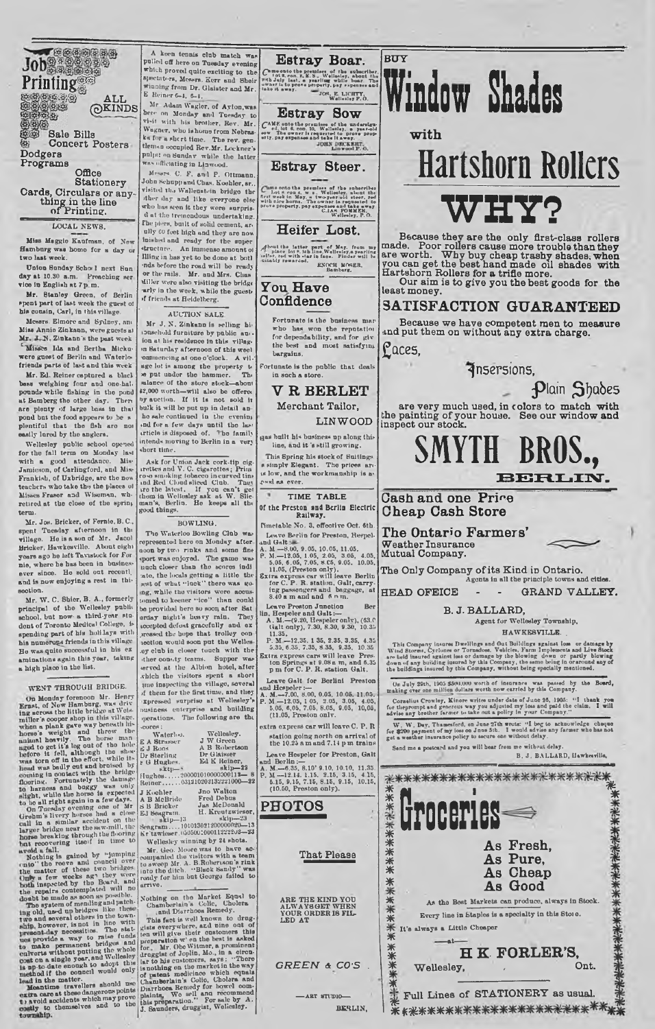# Job Printing

ALL KINDS

Sale Bills
Concert Posters
Dodgers
Programs
Office Stationery
Cards, Circulars or anything in the line of Printing.

## LOCAL NEWS.

Miss Maggie Kaufman, of New Hamburg was home for a day or two last week.

Union Sunday School next Sunday at 10.30 a.m. Preaching service in English at 7 p. m.

Mr. Stanley Green, of Berlin spent part of last week the guest of his cousin, Carl, in this village.

Messrs. Elmore and Sydney, and Miss Annie Zinkann, were guests at Mr. J. N. Zinkann's the past week.

Misses Ida and Bertha Mickus were guest of Berlin and Waterloo friends parts of last and this week.

Mr. Ed. Reiner captured a black bass weighing four and one-half pounds while fishing in the pond at Bamberg the other day. There are plenty of large bass in that pond but the food appears to be so plentiful that the fish are not easily lured by the anglers.

Wellesley public school opened for the fall term on Monday last with a good attendance. Miss Jamieson, of Carlingford, and Miss Frankish, of Uxbridge, are the new teachers who take the places of Misses Fraser and Wiseman, who retired at the close of the spring term.

Mr. Jos. Bricker, of Fernie, B. C., spent Tuesday afternoon in the village. He is a son of Mr. Jacob Bricker, Hawkesville. About eight years ago he left Tavistock for Fernie, where he has been in business ever since. He sold out recently, and is now enjoying a rest in this section.

Mr. W. C. Shier, B. A., formerly principal of the Wellesley public school, but now a third-year student of Toronto Medical College, is spending part of his holidays with his numerous friends in this village. He was quite successful in his examinations again this year, taking a high place in the list.

## WENT THROUGH BRIDGE.

On Monday forenoon Mr. Henry Ernst, of New Hamburg, was driving across the little bridge at Wellesley miller's cooper shop in this village, when a plank gave way beneath his horse's weight and threw the animal heavily. The horse managed to get it's log out of the hole before it fell, although the shoe was torn off in the effort, while its head was badly cut and bruised by coming in contact with the bridge flooring. Fortunately the damage to harness and buggy was only slight, while the horse is expected to be all right again in a few days.

On Tuesday evening one of Mr Grebm's livery horses had a close call in a similar accident on the larger bridge near the saw-mill, the horse breaking through the flooring but recovering itself in time to avoid a fall.

Nothing is gained by "jumping onto" the reeve and council over the matter of these two bridges. Only a few weeks ago they were both inspected by the Board, and the repairs contemplated will no doubt be made as soon as possible.

The system of mending and patching old, used up bridges like these two and several others in the township, however, is not in line with present-day necessities. The statues provide a way to raise funds to make permanent bridges and culverts without putting the whole cost on a single year, and Wellesley is up-to-date enough to adopt this method if the council would only lead in the matter.

Meantime travellers should use extra care at these dangerous points to avoid accidents which may prove costly to themselves and to the township.

A keen tennis club match was pulled off here on Tuesday evening which proved quite exciting to the spectators, Messrs. Kerr and Sheir winning from Dr. Glaister and Mr. E Reiner 6-4, 6-4.

Mr. Adam Wagler, of Ayton, was here on Monday and Tuesday to visit with his brother, Rev. Mr. Wagner, who is home from Nebraska for a short time. The rev. gentleman occupied Rev. Mr. Lockner's pulpit on Sunday while the latter was officiating in Linwood.

Messrs. C. F. and P. Ottmann, John Schupp and Chas. Koehler, sr., visited the Wallenstein bridge the other day and like everyone else who has seen it they were surprised at the tremendous undertaking. The piers, built of solid cement, are fully 60 feet high and they are now finished and ready for the superstructure. An immense amount of filling in has yet to done at both ends before the road will be ready for the rails. Mr. and Mrs. Chas Miller were also visiting the bridge early in the week, while the guests of friends at Heidelberg.

## AUCTION SALE

Mr. J. N. Zinkann is selling his household furniture by public auction at his residence in this village on Saturday afternoon of this week commencing at one o'clock. A village lot is among the property to be put under the hammer. The balance of the store stock—about $2,000 worth—will also be offered by auction. If it is not sold in bulk it will be put up in detail and the sale continued in the evening and for a few days until the last article is disposed of. The family intends moving to Berlin in a very short time.

Ask for Union Jack cork-tip cigarettes and V. C. cigarettes; Princess smoking tobacco in curved tins and Red Cloud sliced Club. They are the latest. If you can't get them in Wellesley ask at W. Slieman's, Berlin. He keeps all the good things.

## BOWLING.

The Waterloo Bowling Club was represented here on Monday afternoon by two rinks and some fine sport was enjoyed. The game was much closer than the scores indicate, the locals getting a little the best of what "luck" there was going, while the visitors were accustomed to keener "ice" than could be provided here so soon after Saturday night's heavy rain. They accepted defeat gracefully and expressed the hope that trolley connection would soon put the Wellesley club in closer touch with the other county teams. Supper was served at the Albion hotel, after which the visitors spent a short time inspecting the village, several of them for the first time, and they expressed surprise at Wellesley's business enterprise and building operations. The following are the scores:

| Waterloo. | Wellesley. |
|---|---|
| E A Strasser | J W Green |
| E J Ross | A B Robertson |
| Dr Sterling | Dr Glaister |
| F G Hughes, | Ed K Reiner, |
| skip— | skip—22 |

Hughes.....200001010000100113— 8
Reiner.......031210201312221000—22

| | |
|---|---|
| J Koehler | Jno Walton |
| A B McBride | Fred Debus |
| S B Bricker | Jas McDonald |
| Ed Seagram, | H. Kreutzwieser, |
| skip—13 | skip—23 |

Seagram......101013021200000020—13
Kr'tzwieser..050500200011222203—23

Wellesley winning by 24 shots.

Mr. Geo. Moore was to have accompanied the visitors with a team to sweep Mr. A. B. Robertson's rink into the ditch. "Black Sandy" was ready for him but George failed to arrive.

Nothing on the Market Equal to Chamberlain's Colic, Cholera and Diarrhoea Remedy.

This fact is well known to druggists everywhere, and nine out of ten will give their customers this preparation when the best is asked for. Mr. Obe Witmer, a prominent druggist of Joplin, Mo., in a circular to his customers, says: "There is nothing on the market in the way of patent medicine which equals Chamberlain's Colic, Cholera and Diarrhoea Remedy for bowel complaints. We sell and recommend this preparation." For sale by A. J. Saunders, druggist, Wellesley.

## Estray Boar.

Came onto the premises of the subscriber, lot 8, con. 8, E. S., Wellesley, about the 9th July last, a yearling white boar. The owner is to prove property, pay expenses and take it away.

JOS. E. LICHTY,
Wellesley P. O.

## Estray Sow

Came onto the premises of the undersigned, lot 6, con. 10, Wellesley, a year-old sow. The owner is requested to prove property, pay expenses and take it away.

JOHN DECKERT,
Linwood P. O.

## Estray Steer.

Came onto the premises of the subscriber, lot 8, con. 8, w. s., Wellesley, about the first week in May, a two-year-old steer, red with nice horns. The owner is requested to prove property, pay expenses and take it away.

CHAS. POMMER,
Wellesley, P. O.

## Heifer Lost.

About the latter part of May, from my place, lot 8, 5th line, Wellesley, a yearling heifer, red with star in face. Finder will be suitably rewarded.

ENOCH MOSER,
Bamberg.

## You Have Confidence

Fortunate is the business man who has won the reputation for dependability, and for giving the best and most satisfying bargains.

Fortunate is the public that deals in such a store.

## V R BERLET

Merchant Tailor,

LINWOOD

has built his business up along this line, and it's still growing.

This Spring his stock of Suitings is simply Elegant. The prices are as low, and the workmanship is as good as ever.

## TIME TABLE

Of the Preston and Berlin Electric Railway.

Timetable No. 3, effective Oct. 6th.

Leave Berlin for Preston, Hespeler and Galt:—
A. M.—8.00, 9.05, 10.05, 11.05.
P. M.—12.05, 1.05, 2.05, 3.05, 4.05, 5.05, 6.05, 7.05, 8.05, 9.05, 10.05, 11.05, (Preston only).

Extra express car will leave Berlin for C. P. R. station, Galt, carrying passengers and baggage, at 8.40 a m and and 6 p m.

Leave Preston Junction for Berlin, Hespeler and Galt:—
A. M.—(9.20, Hespeler only), (53.0 Galt only), 7.30, 8.30, 9.30, 10.35 11.35,
P. M.—12.35, 1 35, 2.35, 3.35, 4.35 5.35, 6.35, 7.35, 8 35, 9.35, 10.35

Extra express cars will leave Preston Springs at 9.08 a m, and 6.35 p m for C. P. R. station Galt.

Leave Galt for Berlin Preston and Hespeler:—
A. M.—7.00, 8.00, 9.05, 10.05, 11.05,
P. M.—12.05, 1.05, 2.05, 3.05, 4.05, 5.05, 6.05, 7.05, 8.05, 9.05, 10.05, (11.05, Preston only.

Extra express car will leave C. P. R. station going north on arrival of the 10.25 a m and 7.14 p m trains

Leave Hespeler for Preston, Galt and Berlin:—
A. M.—6.35, 8.10, 9.10, 10.10, 11.35,
P. M.—12.15, 1.15, 2.15, 3.15, 4.15, 5.15, 9.15, 7.15, 8.15, 9.15, 10.15, (10.50, Preston only).

## PHOTOS

That Please

ARE THE KIND YOU ALWAYS GET WHEN YOUR ORDER IS FILLED AT

GREEN & CO'S

—ART STUDIO—
BERLIN.

BUY

# Window Shades

with

# Hartshorn Rollers

# WHY?

Because they are the only first-class rollers made. Poor rollers cause more trouble than they are worth. Why buy cheap trashy shades, when you can get the best hand made oil shades with Hartshorn Rollers for a trifle more.

Our aim is to give you the best goods for the least money.

## SATISFACTION GUARANTEED

Because we have competent men to measure and put them on without any extra charge.

Laces,

Insersions,

Plain Shades

are very much used, in colors to match with the painting of your house. See our window and inspect our stock.

# SMYTH BROS.,

BERLIN.

## Cash and one Price Cheap Cash Store

## The Ontario Farmers'

Weather Insurance
Mutual Company.

The Only Company of its Kind in Ontario.

Agents in all the principle towns and cities.

HEAD OFFICE - - GRAND VALLEY.

B. J. BALLARD,

Agent for Wellesley Township,

HAWKESVILLE.

This Company insures Dwellings and Out Buildings against loss or damage by Wind Storms, Cyclones or Tornadoes. Vehicles, Farm Implements and Live Stock are held insured against loss or damage by the blowing down or partly blowing down of any building insured by this Company, the same being in or around any of the buildings insured by this Company, without being specially mentioned.

On July 29th, 1905 $300,000 worth of insurance was passed by the Board, making over one million dollars worth now carried by this Company.

Cornelius Crowley, Kinore writes under date of June 26, 1905: "I thank you for the prompt and generous way you adjusted my loss and paid the claim. I will advise any brother farmer to take out a policy in your Company."

W. W. Day, Thamesford, on June 27th wrote: "I beg to acknowledge cheque for $200 payment of my loss on June 5th. I would advise any farmer who has not got a weather insurance policy to secure one without delay.

Send me a postcard and you will hear from me without delay.

B. J. BALLARD, Hawkesville.

# Groceries

As Fresh,
As Pure,
As Cheap
As Good

As the Best Markets can produce, always in Stock.

Every line in Staples is a specialty in this Store.

It's always a Little Cheaper

—at—

H K FORLER'S,

Wellesley, Ont.

Full Lines of STATIONERY as usual.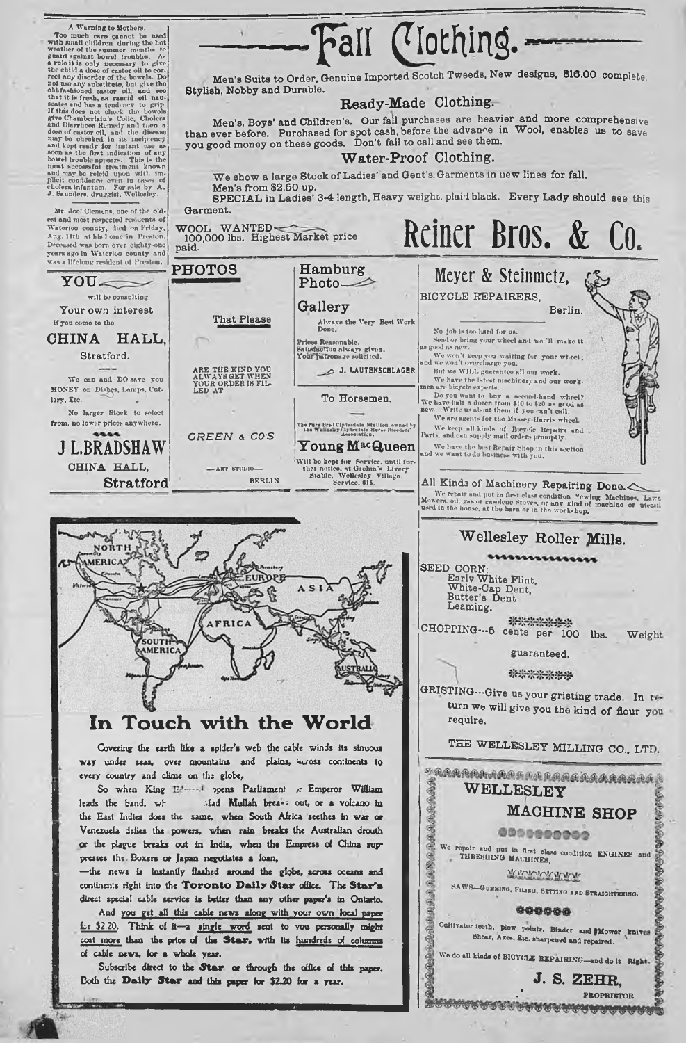### A Warning to Mothers.

Too much care cannot be used with small children during the hot weather of the summer months to guard against bowel troubles. As a rule it is only necessary to give the child a dose of castor oil to correct any disorder of the bowels. Do not use any substitute, but give the old-fashioned castor oil, and see that it is fresh, as rancid oil nauseates and has a tendency to grip. If this does not check the bowels give Chamberlain's Colic, Cholera and Diarrhoea Remedy and then a dose of castor oil, and the disease may be checked in its incipiency and kept ready for instant use as soon as the first indication of any bowel trouble appears. This is the most successful treatment known and may be relied upon with implicit confidence even in cases of cholera infantum. For sale by A. J. Saunders, druggist, Wellesley.

Mr. Joel Clemens, one of the oldest and most respected residents of Waterloo county, died on Friday, Aug. 11th, at his home in Preston. Deceased was born over eighty-one years ago in Waterloo county and was a lifelong resident of Preston.

# Fall Clothing.

Men's Suits to Order, Genuine Imported Scotch Tweeds, New designs, $16.00 complete, Stylish, Nobby and Durable.

### Ready-Made Clothing.

Men's, Boys' and Children's. Our fall purchases are heavier and more comprehensive than ever before. Purchased for spot cash, before the advance in Wool, enables us to save you good money on these goods. Don't fail to call and see them.

### Water-Proof Clothing.

We show a large Stock of Ladies' and Gent's. Garments in new lines for fall.
Men's from $2.50 up.
SPECIAL in Ladies' 3-4 length, Heavy weight. plaid black. Every Lady should see this Garment.

WOOL WANTED—100,000 lbs. Highest Market price paid.

## Reiner Bros. & Co.

**YOU**

will be consulting

Your own interest

if you come to the

## CHINA HALL,

Stratford.

We can and DO save you MONEY on Dishes, Lamps, Cutlery, Etc.

No larger Stock to select from, no lower prices anywhere.

## J L.BRADSHAW

CHINA HALL,

Stratford

**PHOTOS**

That Please

ARE THE KIND YOU ALWAYS GET WHEN YOUR ORDER IS FILLED AT

GREEN & CO'S

—ART STUDIO—

BERLIN

**Hamburg Photo Gallery**

Always the Very Best Work Done.

Prices Reasonable.
Satisfaction always given.
Your patronage solicited.

J. LAUTENSCHLAGER

To Horsemen.

The Pure Bred Clydesdale Stallion, owned by the Wellesley Clydesdale Horse Breeders' Association.

## Young MacQueen

Will be kept for Service, until further notice, at Grehm's Livery Stable, Wellesley Village. Service, $15.

## Meyer & Steinmetz,

BICYCLE REPAIRERS,

Berlin.

No job is too hard for us.
Send or bring your wheel and we 'll make it as good as new.
We won't keep you waiting for your wheel; and we won't overcharge you.
But we WILL guarantee all our work.
We have the latest machinery and our workmen are bicycle experts.
Do you want to buy a second-hand wheel? We have half a dozen from $10 to $20 as good as new. Write us about them if you can't call.
We are agents for the Massey-Harris wheel.
We keep all kinds of Bicycle Repairs and Parts, and can supply mail orders promptly.
We have the best Repair Shop in this section and we want to do business with you.

All Kinds of Machinery Repairing Done.

We repair and put in first class condition Sewing Machines, Lawn Mowers, oil, gas or gasolene Stoves, or any kind of machine or utensil used in the house, at the barn or in the work-shop.

NORTH AMERICA
EUROPE
ASIA
AFRICA
SOUTH AMERICA
AUSTRALIA

## In Touch with the World

Covering the earth like a spider's web the cable winds its sinuous way under seas, over mountains and plains, across continents to every country and clime on the globe,

So when King Edward opens Parliament or Emperor William leads the band, when Mad Mullah breaks out, or a volcano in the East Indies does the same, when South Africa seethes in war or Venezuela defies the powers, when rain breaks the Australian drouth or the plague breaks out in India, when the Empress of China suppresses the Boxers or Japan negotiates a loan,

—the news is instantly flashed around the globe, across oceans and continents right into the **Toronto Daily Star** office. The **Star's** direct special cable service is better than any other paper's in Ontario.

And you get all this cable news along with your own local paper for $2.20. Think of it—a single word sent to you personally might cost more than the price of the **Star**, with its hundreds of columns of cable news, for a whole year.

Subscribe direct to the **Star** or through the office of this paper. Both the **Daily Star** and this paper for $2.20 for a year.

## Wellesley Roller Mills.

SEED CORN:
Early White Flint,
White-Cap Dent,
Butter's Dent
Leaming.

CHOPPING---5 cents per 100 lbs. Weight guaranteed.

GRISTING---Give us your gristing trade. In return we will give you the kind of flour you require.

THE WELLESLEY MILLING CO., LTD.

## WELLESLEY MACHINE SHOP

We repair and put in first class condition ENGINES and THRESHING MACHINES,

SAWS—GUMMING, FILING, SETTING AND STRAIGHTENING.

Cultivator teeth, plow points, Binder and Mower knives Shear, Axes, Etc. sharpened and repaired.

We do all kinds of BICYCLE REPAIRING—and do it Right.

J. S. ZEHR,
PROPRIETOR.